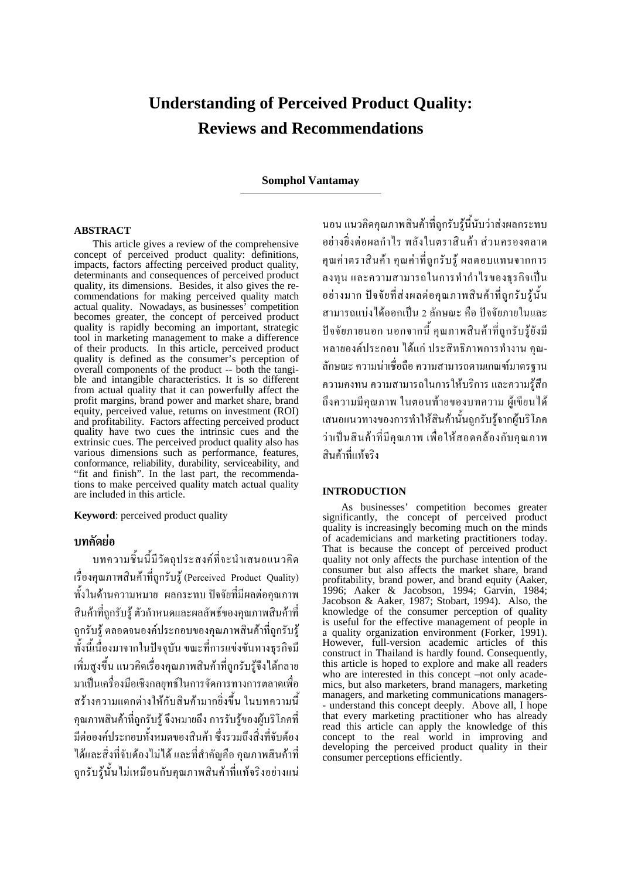# Understanding of Perceived Product Quality: Reviews and Recommendations

**Somphol Vantamay**

## ABSTRACT

This article gives a review of the comprehensive concept of perceived product quality: definitions, impacts, factors affecting perceived product quality, determinants and consequences of perceived product quality, its dimensions. Besides, it also gives the recommendations for making perceived quality match actual quality. Nowadays, as businesses' competition becomes greater, the concept of perceived product quality is rapidly becoming an important, strategic tool in marketing management to make a difference of their products. In this article, perceived product quality is defined as the consumer's perception of overall components of the product -- both the tangible and intangible characteristics. It is so different from actual quality that it can powerfully affect the profit margins, brand power and market share, brand equity, perceived value, returns on investment (ROI) and profitability. Factors affecting perceived product quality have two cues the intrinsic cues and the extrinsic cues. The perceived product quality also has various dimensions such as performance, features, conformance, reliability, durability, serviceability, and "fit and finish". In the last part, the recommendations to make perceived quality match actual quality are included in this article.

**Keyword**: perceived product quality

## บทคัดย่อ

บทความชิ้นนี้มีวัตถุประสงค์ที่จะนำเสนอแนวคิดเรื่องคุณภาพสินค้าที่ถูกรับรู้ (Perceived Product Quality) ทั้งในด้านความหมาย ผลกระทบ ปัจจัยที่มีผลต่อคุณภาพสินค้าที่ถูกรับรู้ ตัวกำหนดและผลลัพธ์ของคุณภาพสินค้าที่ถูกรับรู้ ตลอดจนองค์ประกอบของคุณภาพสินค้าที่ถูกรับรู้ ทั้งนี้เนื่องมาจากในปัจจุบัน ขณะที่การแข่งขันทางธุรกิจมีเพิ่มสูงขึ้น แนวคิดเรื่องคุณภาพสินค้าที่ถูกรับรู้จึงได้กลายมาเป็นเครื่องมือเชิงกลยุทธ์ในการจัดการทางการตลาดเพื่อสร้างความแตกต่างให้กับสินค้ามากยิ่งขึ้น ในบทความนี้ คุณภาพสินค้าที่ถูกรับรู้ จึงหมายถึง การรับรู้ของผู้บริโภคที่มีต่อองค์ประกอบทั้งหมดของสินค้า ซึ่งรวมถึงสิ่งที่จับต้องได้และสิ่งที่จับต้องไม่ได้ และที่สำคัญคือ คุณภาพสินค้าที่ถูกรับรู้นั้นไม่เหมือนกับคุณภาพสินค้าที่แท้จริงอย่างแน่นอน แนวคิดคุณภาพสินค้าที่ถูกรับรู้นี้นับว่าส่งผลกระทบอย่างยิ่งต่อผลกำไร พลังในตราสินค้า ส่วนครองตลาด คุณค่าตราสินค้า คุณค่าที่ถูกรับรู้ ผลตอบแทนจากการลงทุน และความสามารถในการทำกำไรของธุรกิจเป็นอย่างมาก ปัจจัยที่ส่งผลต่อคุณภาพสินค้าที่ถูกรับรู้นั้นสามารถแบ่งได้ออกเป็น 2 ลักษณะ คือ ปัจจัยภายในและปัจจัยภายนอก นอกจากนี้ คุณภาพสินค้าที่ถูกรับรู้ยังมีหลายองค์ประกอบ ได้แก่ ประสิทธิภาพการทำงาน คุณลักษณะ ความน่าเชื่อถือ ความสามารถตามเกณฑ์มาตรฐาน ความคงทน ความสามารถในการให้บริการ และความรู้สึกถึงความมีคุณภาพ ในตอนท้ายของบทความ ผู้เขียนได้เสนอแนวทางของการทำให้สินค้านั้นถูกรับรู้จากผู้บริโภคว่าเป็นสินค้าที่มีคุณภาพ เพื่อให้สอดคล้องกับคุณภาพสินค้าที่แท้จริง

## INTRODUCTION

As businesses' competition becomes greater significantly, the concept of perceived product quality is increasingly becoming much on the minds of academicians and marketing practitioners today. That is because the concept of perceived product quality not only affects the purchase intention of the consumer but also affects the market share, brand profitability, brand power, and brand equity (Aaker, 1996; Aaker & Jacobson, 1994; Garvin, 1984; Jacobson & Aaker, 1987; Stobart, 1994). Also, the knowledge of the consumer perception of quality is useful for the effective management of people in a quality organization environment (Forker, 1991). However, full-version academic articles of this construct in Thailand is hardly found. Consequently, this article is hoped to explore and make all readers who are interested in this concept –not only academics, but also marketers, brand managers, marketing managers, and marketing communications managers-- understand this concept deeply. Above all, I hope that every marketing practitioner who has already read this article can apply the knowledge of this concept to the real world in improving and developing the perceived product quality in their consumer perceptions efficiently.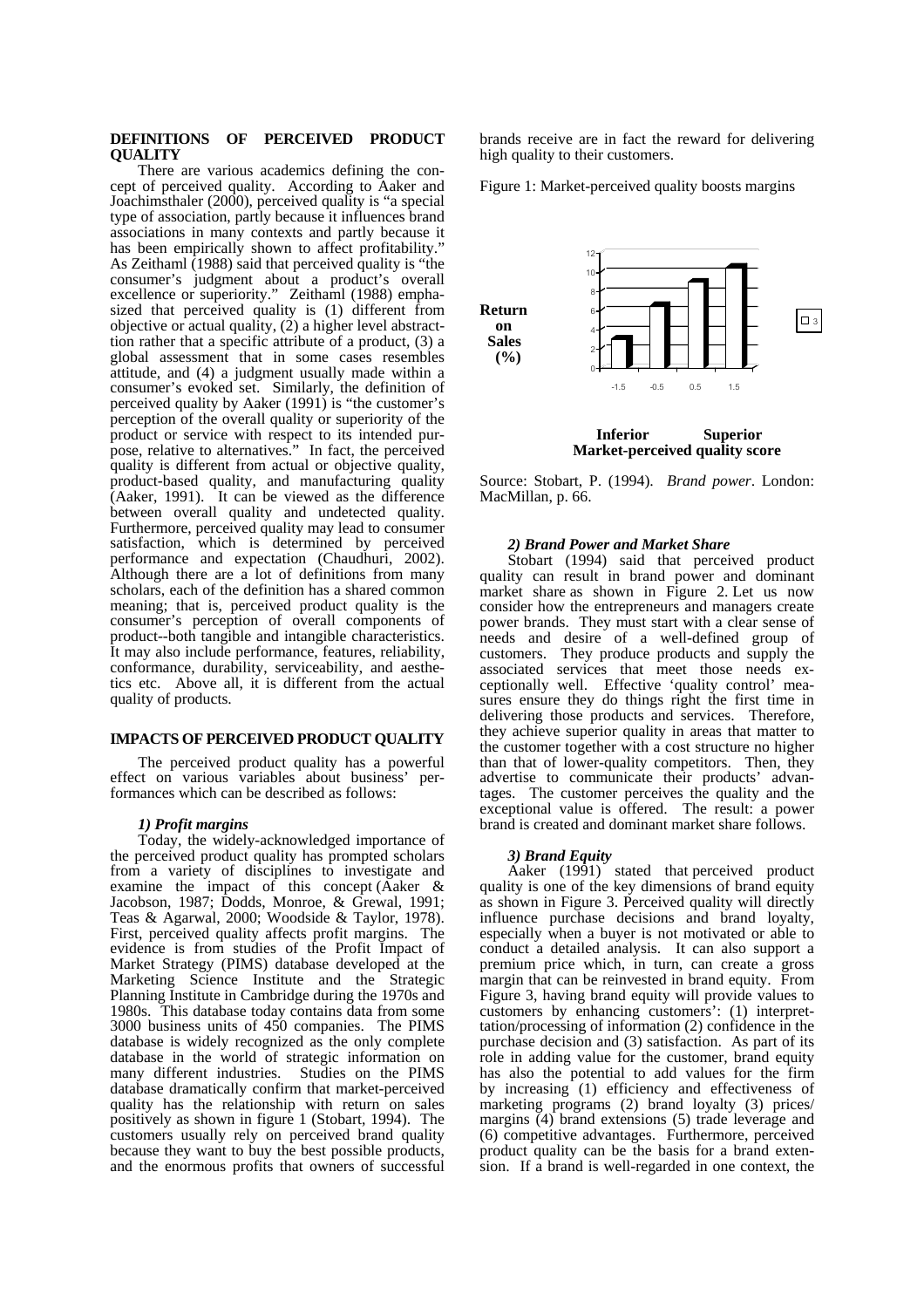## DEFINITIONS OF PERCEIVED PRODUCT QUALITY

There are various academics defining the concept of perceived quality. According to Aaker and Joachimsthaler (2000), perceived quality is "a special type of association, partly because it influences brand associations in many contexts and partly because it has been empirically shown to affect profitability." As Zeithaml (1988) said that perceived quality is "the consumer's judgment about a product's overall excellence or superiority." Zeithaml (1988) emphasized that perceived quality is (1) different from objective or actual quality, (2) a higher level abstraction rather that a specific attribute of a product, (3) a global assessment that in some cases resembles attitude, and (4) a judgment usually made within a consumer's evoked set. Similarly, the definition of perceived quality by Aaker (1991) is "the customer's perception of the overall quality or superiority of the product or service with respect to its intended purpose, relative to alternatives." In fact, the perceived quality is different from actual or objective quality, product-based quality, and manufacturing quality (Aaker, 1991). It can be viewed as the difference between overall quality and undetected quality. Furthermore, perceived quality may lead to consumer satisfaction, which is determined by perceived performance and expectation (Chaudhuri, 2002). Although there are a lot of definitions from many scholars, each of the definition has a shared common meaning; that is, perceived product quality is the consumer's perception of overall components of product--both tangible and intangible characteristics. It may also include performance, features, reliability, conformance, durability, serviceability, and aesthetics etc. Above all, it is different from the actual quality of products.

## IMPACTS OF PERCEIVED PRODUCT QUALITY

The perceived product quality has a powerful effect on various variables about business' performances which can be described as follows:

### *1) Profit margins*

Today, the widely-acknowledged importance of the perceived product quality has prompted scholars from a variety of disciplines to investigate and examine the impact of this concept (Aaker & Jacobson, 1987; Dodds, Monroe, & Grewal, 1991; Teas & Agarwal, 2000; Woodside & Taylor, 1978). First, perceived quality affects profit margins. The evidence is from studies of the Profit Impact of Market Strategy (PIMS) database developed at the Marketing Science Institute and the Strategic Planning Institute in Cambridge during the 1970s and 1980s. This database today contains data from some 3000 business units of 450 companies. The PIMS database is widely recognized as the only complete database in the world of strategic information on many different industries. Studies on the PIMS database dramatically confirm that market-perceived quality has the relationship with return on sales positively as shown in figure 1 (Stobart, 1994). The customers usually rely on perceived brand quality because they want to buy the best possible products, and the enormous profits that owners of successful brands receive are in fact the reward for delivering high quality to their customers.

Figure 1: Market-perceived quality boosts margins

| Market-perceived quality score | Return on Sales (%) |
|---|---|
| -1.5 (Inferior) | ~3 |
| -0.5 | ~6.5 |
| 0.5 | ~9 |
| 1.5 (Superior) | ~10.5 |

Source: Stobart, P. (1994). *Brand power*. London: MacMillan, p. 66.

### *2) Brand Power and Market Share*

Stobart (1994) said that perceived product quality can result in brand power and dominant market share as shown in Figure 2. Let us now consider how the entrepreneurs and managers create power brands. They must start with a clear sense of needs and desire of a well-defined group of customers. They produce products and supply the associated services that meet those needs exceptionally well. Effective 'quality control' measures ensure they do things right the first time in delivering those products and services. Therefore, they achieve superior quality in areas that matter to the customer together with a cost structure no higher than that of lower-quality competitors. Then, they advertise to communicate their products' advantages. The customer perceives the quality and the exceptional value is offered. The result: a power brand is created and dominant market share follows.

### *3) Brand Equity*

Aaker (1991) stated that perceived product quality is one of the key dimensions of brand equity as shown in Figure 3. Perceived quality will directly influence purchase decisions and brand loyalty, especially when a buyer is not motivated or able to conduct a detailed analysis. It can also support a premium price which, in turn, can create a gross margin that can be reinvested in brand equity. From Figure 3, having brand equity will provide values to customers by enhancing customers': (1) interpretation/processing of information (2) confidence in the purchase decision and (3) satisfaction. As part of its role in adding value for the customer, brand equity has also the potential to add values for the firm by increasing (1) efficiency and effectiveness of marketing programs (2) brand loyalty (3) prices/ margins (4) brand extensions (5) trade leverage and (6) competitive advantages. Furthermore, perceived product quality can be the basis for a brand extension. If a brand is well-regarded in one context, the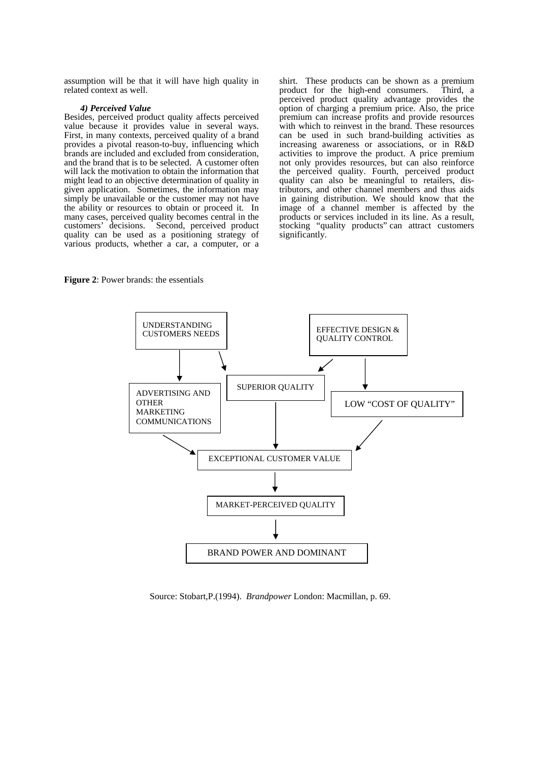assumption will be that it will have high quality in related context as well.

#### *4) Perceived Value*

Besides, perceived product quality affects perceived value because it provides value in several ways. First, in many contexts, perceived quality of a brand provides a pivotal reason-to-buy, influencing which brands are included and excluded from consideration, and the brand that is to be selected. A customer often will lack the motivation to obtain the information that might lead to an objective determination of quality in given application. Sometimes, the information may simply be unavailable or the customer may not have the ability or resources to obtain or proceed it. In many cases, perceived quality becomes central in the customers' decisions. Second, perceived product quality can be used as a positioning strategy of various products, whether a car, a computer, or a shirt. These products can be shown as a premium product for the high-end consumers. Third, a perceived product quality advantage provides the option of charging a premium price. Also, the price premium can increase profits and provide resources with which to reinvest in the brand. These resources can be used in such brand-building activities as increasing awareness or associations, or in R&D activities to improve the product. A price premium not only provides resources, but can also reinforce the perceived quality. Fourth, perceived product quality can also be meaningful to retailers, distributors, and other channel members and thus aids in gaining distribution. We should know that the image of a channel member is affected by the products or services included in its line. As a result, stocking "quality products" can attract customers significantly.

**Figure 2**: Power brands: the essentials

UNDERSTANDING CUSTOMERS NEEDS → ADVERTISING AND OTHER MARKETING COMMUNICATIONS; UNDERSTANDING CUSTOMERS NEEDS → SUPERIOR QUALITY

EFFECTIVE DESIGN & QUALITY CONTROL → SUPERIOR QUALITY; EFFECTIVE DESIGN & QUALITY CONTROL → LOW "COST OF QUALITY"

ADVERTISING AND OTHER MARKETING COMMUNICATIONS / SUPERIOR QUALITY / LOW "COST OF QUALITY" → EXCEPTIONAL CUSTOMER VALUE

EXCEPTIONAL CUSTOMER VALUE → MARKET-PERCEIVED QUALITY → BRAND POWER AND DOMINANT

Source: Stobart,P.(1994). *Brandpower* London: Macmillan, p. 69.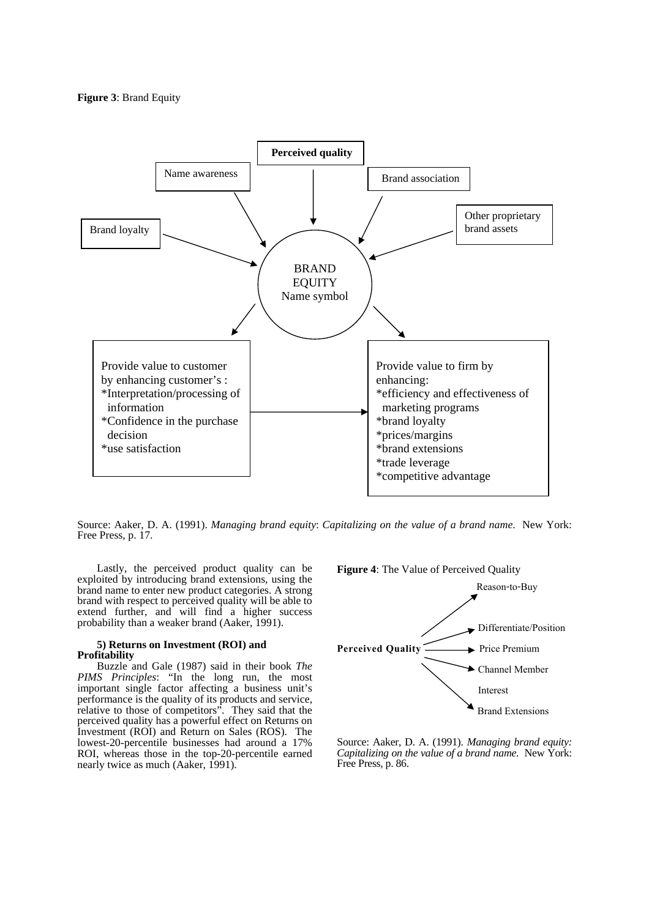**Figure 3**: Brand Equity

Perceived quality

Name awareness

Brand association

Other proprietary brand assets

Brand loyalty

BRAND EQUITY Name symbol

Provide value to customer by enhancing customer's :
*Interpretation/processing of information
*Confidence in the purchase decision
*use satisfaction

Provide value to firm by enhancing:
*efficiency and effectiveness of marketing programs
*brand loyalty
*prices/margins
*brand extensions
*trade leverage
*competitive advantage

Source: Aaker, D. A. (1991). *Managing brand equity*: *Capitalizing on the value of a brand name*. New York: Free Press, p. 17.

Lastly, the perceived product quality can be exploited by introducing brand extensions, using the brand name to enter new product categories. A strong brand with respect to perceived quality will be able to extend further, and will find a higher success probability than a weaker brand (Aaker, 1991).

**5) Returns on Investment (ROI) and Profitability**

Buzzle and Gale (1987) said in their book *The PIMS Principles*: "In the long run, the most important single factor affecting a business unit's performance is the quality of its products and service, relative to those of competitors". They said that the perceived quality has a powerful effect on Returns on Investment (ROI) and Return on Sales (ROS). The lowest-20-percentile businesses had around a 17% ROI, whereas those in the top-20-percentile earned nearly twice as much (Aaker, 1991).

**Figure 4**: The Value of Perceived Quality

**Perceived Quality**

Reason-to-Buy

Differentiate/Position

Price Premium

Channel Member Interest

Brand Extensions

Source: Aaker, D. A. (1991). *Managing brand equity: Capitalizing on the value of a brand name.* New York: Free Press, p. 86.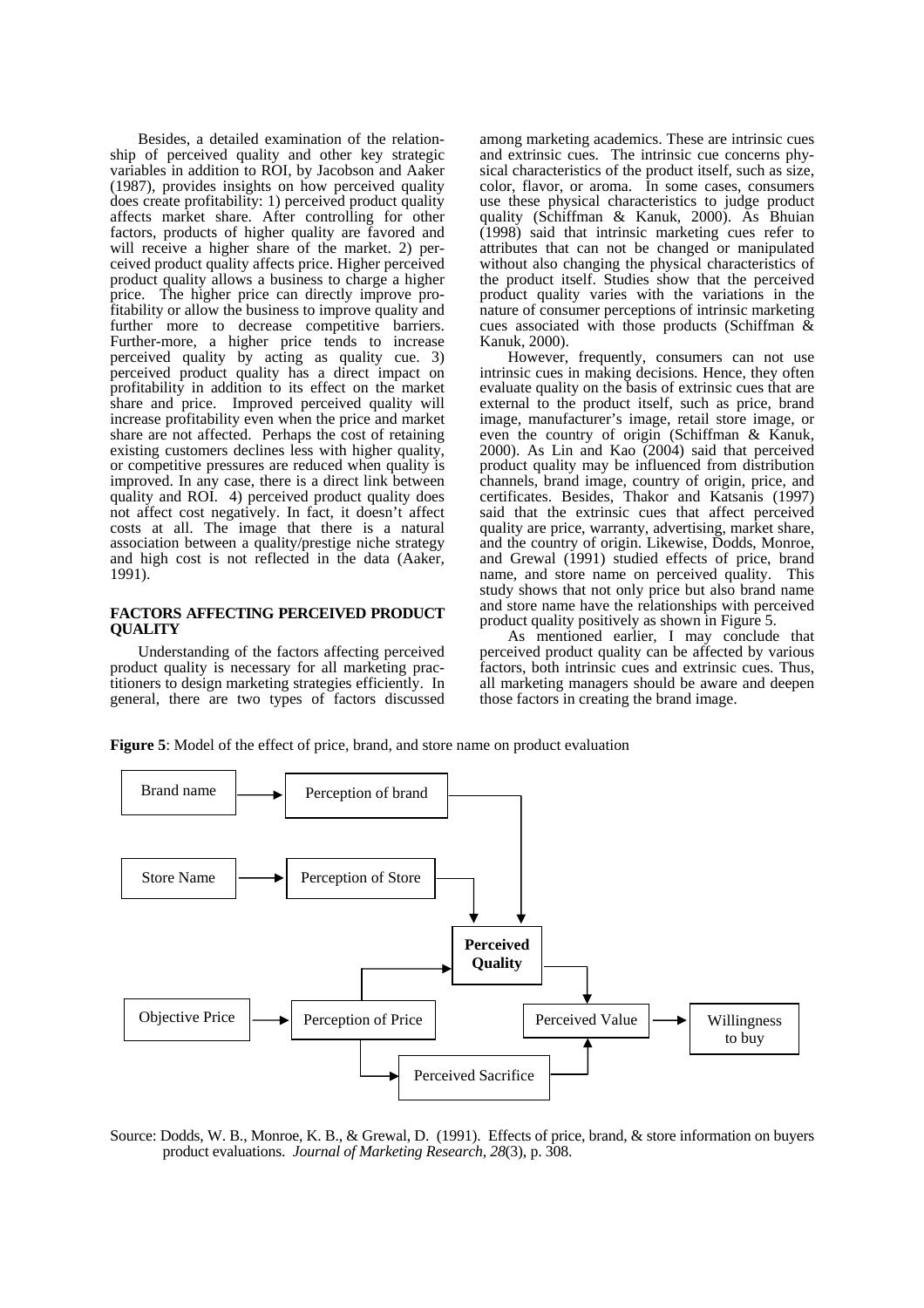Besides, a detailed examination of the relationship of perceived quality and other key strategic variables in addition to ROI, by Jacobson and Aaker (1987), provides insights on how perceived quality does create profitability: 1) perceived product quality affects market share. After controlling for other factors, products of higher quality are favored and will receive a higher share of the market. 2) perceived product quality affects price. Higher perceived product quality allows a business to charge a higher price. The higher price can directly improve profitability or allow the business to improve quality and further more to decrease competitive barriers. Further-more, a higher price tends to increase perceived quality by acting as quality cue. 3) perceived product quality has a direct impact on profitability in addition to its effect on the market share and price. Improved perceived quality will increase profitability even when the price and market share are not affected. Perhaps the cost of retaining existing customers declines less with higher quality, or competitive pressures are reduced when quality is improved. In any case, there is a direct link between quality and ROI. 4) perceived product quality does not affect cost negatively. In fact, it doesn't affect costs at all. The image that there is a natural association between a quality/prestige niche strategy and high cost is not reflected in the data (Aaker, 1991).

## FACTORS AFFECTING PERCEIVED PRODUCT QUALITY

Understanding of the factors affecting perceived product quality is necessary for all marketing practitioners to design marketing strategies efficiently. In general, there are two types of factors discussed among marketing academics. These are intrinsic cues and extrinsic cues. The intrinsic cue concerns physical characteristics of the product itself, such as size, color, flavor, or aroma. In some cases, consumers use these physical characteristics to judge product quality (Schiffman & Kanuk, 2000). As Bhuian (1998) said that intrinsic marketing cues refer to attributes that can not be changed or manipulated without also changing the physical characteristics of the product itself. Studies show that the perceived product quality varies with the variations in the nature of consumer perceptions of intrinsic marketing cues associated with those products (Schiffman & Kanuk, 2000).

However, frequently, consumers can not use intrinsic cues in making decisions. Hence, they often evaluate quality on the basis of extrinsic cues that are external to the product itself, such as price, brand image, manufacturer's image, retail store image, or even the country of origin (Schiffman & Kanuk, 2000). As Lin and Kao (2004) said that perceived product quality may be influenced from distribution channels, brand image, country of origin, price, and certificates. Besides, Thakor and Katsanis (1997) said that the extrinsic cues that affect perceived quality are price, warranty, advertising, market share, and the country of origin. Likewise, Dodds, Monroe, and Grewal (1991) studied effects of price, brand name, and store name on perceived quality. This study shows that not only price but also brand name and store name have the relationships with perceived product quality positively as shown in Figure 5.

As mentioned earlier, I may conclude that perceived product quality can be affected by various factors, both intrinsic cues and extrinsic cues. Thus, all marketing managers should be aware and deepen those factors in creating the brand image.

**Figure 5**: Model of the effect of price, brand, and store name on product evaluation

Brand name → Perception of brand → Perceived Quality

Store Name → Perception of Store → Perceived Quality

Objective Price → Perception of Price → Perceived Quality; Perception of Price → Perceived Sacrifice

Perceived Quality → Perceived Value; Perceived Sacrifice → Perceived Value

Perceived Value → Willingness to buy

Source: Dodds, W. B., Monroe, K. B., & Grewal, D. (1991). Effects of price, brand, & store information on buyers product evaluations. *Journal of Marketing Research, 28*(3), p. 308.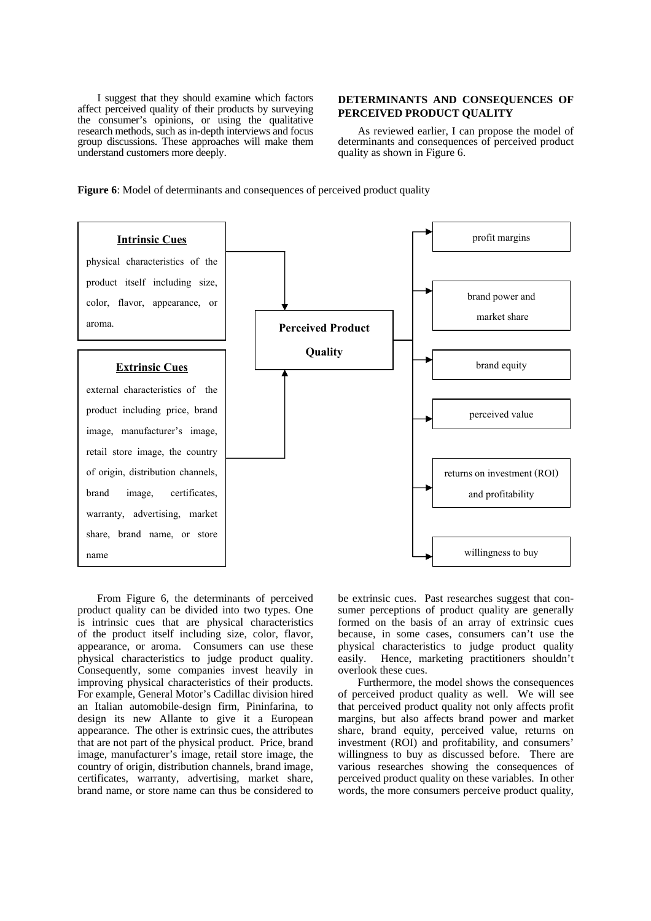I suggest that they should examine which factors affect perceived quality of their products by surveying the consumer's opinions, or using the qualitative research methods, such as in-depth interviews and focus group discussions. These approaches will make them understand customers more deeply.

## DETERMINANTS AND CONSEQUENCES OF PERCEIVED PRODUCT QUALITY

As reviewed earlier, I can propose the model of determinants and consequences of perceived product quality as shown in Figure 6.

**Figure 6**: Model of determinants and consequences of perceived product quality

**Intrinsic Cues**

physical characteristics of the product itself including size, color, flavor, appearance, or aroma.

**Extrinsic Cues**

external characteristics of the product including price, brand image, manufacturer's image, retail store image, the country of origin, distribution channels, brand image, certificates, warranty, advertising, market share, brand name, or store name

**Perceived Product Quality**

- profit margins
- brand power and market share
- brand equity
- perceived value
- returns on investment (ROI) and profitability
- willingness to buy

From Figure 6, the determinants of perceived product quality can be divided into two types. One is intrinsic cues that are physical characteristics of the product itself including size, color, flavor, appearance, or aroma. Consumers can use these physical characteristics to judge product quality. Consequently, some companies invest heavily in improving physical characteristics of their products. For example, General Motor's Cadillac division hired an Italian automobile-design firm, Pininfarina, to design its new Allante to give it a European appearance. The other is extrinsic cues, the attributes that are not part of the physical product. Price, brand image, manufacturer's image, retail store image, the country of origin, distribution channels, brand image, certificates, warranty, advertising, market share, brand name, or store name can thus be considered to be extrinsic cues. Past researches suggest that consumer perceptions of product quality are generally formed on the basis of an array of extrinsic cues because, in some cases, consumers can't use the physical characteristics to judge product quality easily. Hence, marketing practitioners shouldn't overlook these cues.

Furthermore, the model shows the consequences of perceived product quality as well. We will see that perceived product quality not only affects profit margins, but also affects brand power and market share, brand equity, perceived value, returns on investment (ROI) and profitability, and consumers' willingness to buy as discussed before. There are various researches showing the consequences of perceived product quality on these variables. In other words, the more consumers perceive product quality,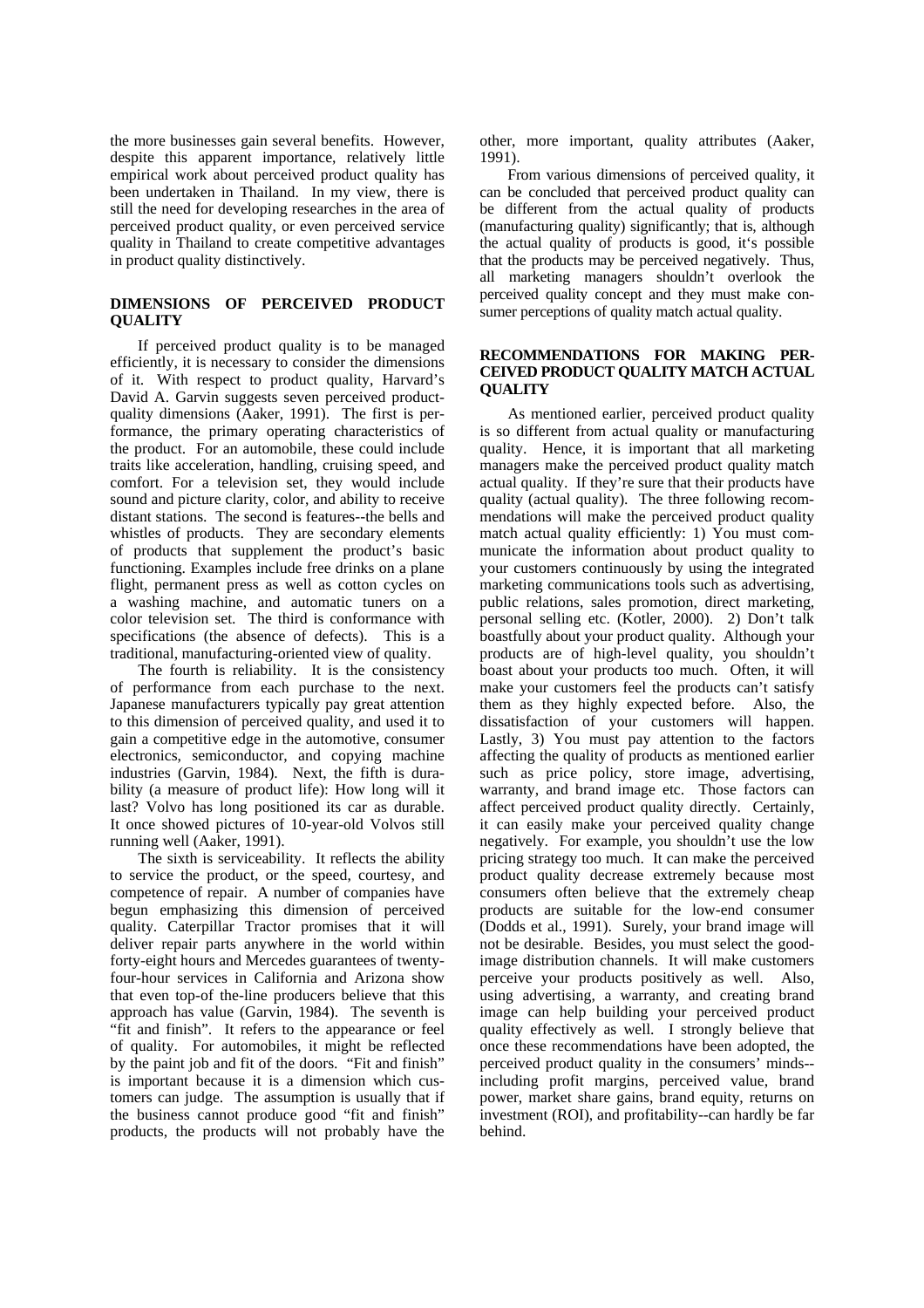the more businesses gain several benefits. However, despite this apparent importance, relatively little empirical work about perceived product quality has been undertaken in Thailand. In my view, there is still the need for developing researches in the area of perceived product quality, or even perceived service quality in Thailand to create competitive advantages in product quality distinctively.

## DIMENSIONS OF PERCEIVED PRODUCT QUALITY

If perceived product quality is to be managed efficiently, it is necessary to consider the dimensions of it. With respect to product quality, Harvard's David A. Garvin suggests seven perceived product-quality dimensions (Aaker, 1991). The first is performance, the primary operating characteristics of the product. For an automobile, these could include traits like acceleration, handling, cruising speed, and comfort. For a television set, they would include sound and picture clarity, color, and ability to receive distant stations. The second is features--the bells and whistles of products. They are secondary elements of products that supplement the product's basic functioning. Examples include free drinks on a plane flight, permanent press as well as cotton cycles on a washing machine, and automatic tuners on a color television set. The third is conformance with specifications (the absence of defects). This is a traditional, manufacturing-oriented view of quality.

The fourth is reliability. It is the consistency of performance from each purchase to the next. Japanese manufacturers typically pay great attention to this dimension of perceived quality, and used it to gain a competitive edge in the automotive, consumer electronics, semiconductor, and copying machine industries (Garvin, 1984). Next, the fifth is durability (a measure of product life): How long will it last? Volvo has long positioned its car as durable. It once showed pictures of 10-year-old Volvos still running well (Aaker, 1991).

The sixth is serviceability. It reflects the ability to service the product, or the speed, courtesy, and competence of repair. A number of companies have begun emphasizing this dimension of perceived quality. Caterpillar Tractor promises that it will deliver repair parts anywhere in the world within forty-eight hours and Mercedes guarantees of twenty-four-hour services in California and Arizona show that even top-of the-line producers believe that this approach has value (Garvin, 1984). The seventh is "fit and finish". It refers to the appearance or feel of quality. For automobiles, it might be reflected by the paint job and fit of the doors. "Fit and finish" is important because it is a dimension which customers can judge. The assumption is usually that if the business cannot produce good "fit and finish" products, the products will not probably have the other, more important, quality attributes (Aaker, 1991).

From various dimensions of perceived quality, it can be concluded that perceived product quality can be different from the actual quality of products (manufacturing quality) significantly; that is, although the actual quality of products is good, it's possible that the products may be perceived negatively. Thus, all marketing managers shouldn't overlook the perceived quality concept and they must make consumer perceptions of quality match actual quality.

## RECOMMENDATIONS FOR MAKING PERCEIVED PRODUCT QUALITY MATCH ACTUAL QUALITY

As mentioned earlier, perceived product quality is so different from actual quality or manufacturing quality. Hence, it is important that all marketing managers make the perceived product quality match actual quality. If they're sure that their products have quality (actual quality). The three following recommendations will make the perceived product quality match actual quality efficiently: 1) You must communicate the information about product quality to your customers continuously by using the integrated marketing communications tools such as advertising, public relations, sales promotion, direct marketing, personal selling etc. (Kotler, 2000). 2) Don't talk boastfully about your product quality. Although your products are of high-level quality, you shouldn't boast about your products too much. Often, it will make your customers feel the products can't satisfy them as they highly expected before. Also, the dissatisfaction of your customers will happen. Lastly, 3) You must pay attention to the factors affecting the quality of products as mentioned earlier such as price policy, store image, advertising, warranty, and brand image etc. Those factors can affect perceived product quality directly. Certainly, it can easily make your perceived quality change negatively. For example, you shouldn't use the low pricing strategy too much. It can make the perceived product quality decrease extremely because most consumers often believe that the extremely cheap products are suitable for the low-end consumer (Dodds et al., 1991). Surely, your brand image will not be desirable. Besides, you must select the good-image distribution channels. It will make customers perceive your products positively as well. Also, using advertising, a warranty, and creating brand image can help building your perceived product quality effectively as well. I strongly believe that once these recommendations have been adopted, the perceived product quality in the consumers' minds--including profit margins, perceived value, brand power, market share gains, brand equity, returns on investment (ROI), and profitability--can hardly be far behind.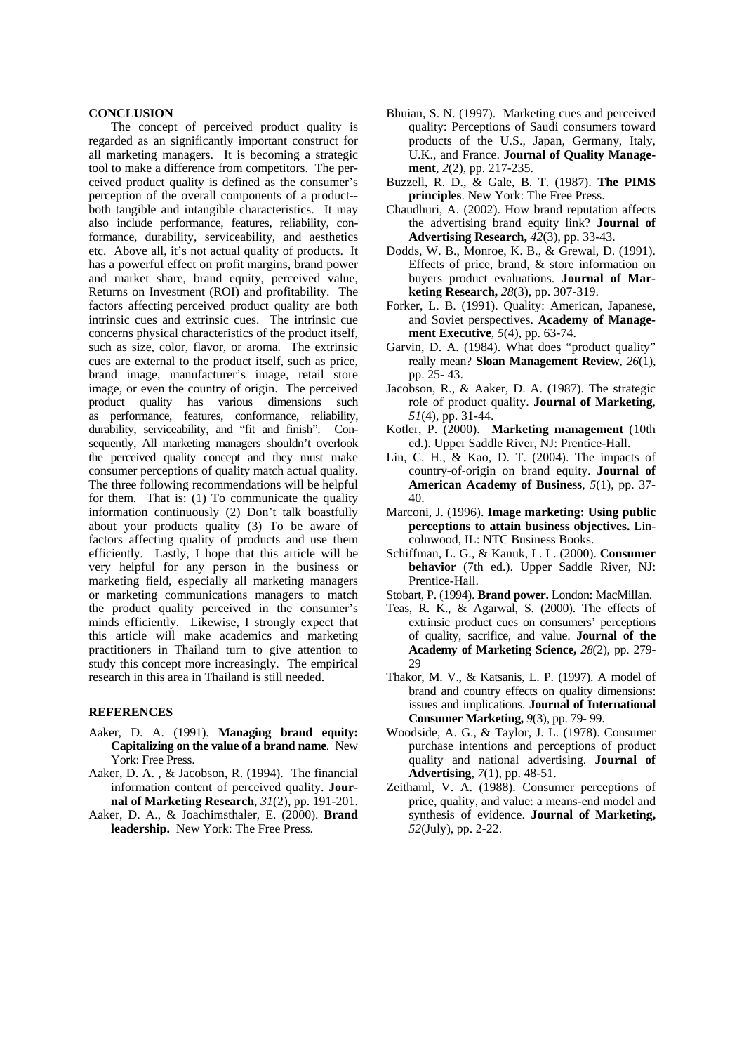## CONCLUSION

The concept of perceived product quality is regarded as an significantly important construct for all marketing managers. It is becoming a strategic tool to make a difference from competitors. The perceived product quality is defined as the consumer's perception of the overall components of a product--both tangible and intangible characteristics. It may also include performance, features, reliability, conformance, durability, serviceability, and aesthetics etc. Above all, it's not actual quality of products. It has a powerful effect on profit margins, brand power and market share, brand equity, perceived value, Returns on Investment (ROI) and profitability. The factors affecting perceived product quality are both intrinsic cues and extrinsic cues. The intrinsic cue concerns physical characteristics of the product itself, such as size, color, flavor, or aroma. The extrinsic cues are external to the product itself, such as price, brand image, manufacturer's image, retail store image, or even the country of origin. The perceived product quality has various dimensions such as performance, features, conformance, reliability, durability, serviceability, and "fit and finish". Consequently, All marketing managers shouldn't overlook the perceived quality concept and they must make consumer perceptions of quality match actual quality. The three following recommendations will be helpful for them. That is: (1) To communicate the quality information continuously (2) Don't talk boastfully about your products quality (3) To be aware of factors affecting quality of products and use them efficiently. Lastly, I hope that this article will be very helpful for any person in the business or marketing field, especially all marketing managers or marketing communications managers to match the product quality perceived in the consumer's minds efficiently. Likewise, I strongly expect that this article will make academics and marketing practitioners in Thailand turn to give attention to study this concept more increasingly. The empirical research in this area in Thailand is still needed.

## REFERENCES

Aaker, D. A. (1991). **Managing brand equity: Capitalizing on the value of a brand name**. New York: Free Press.

Aaker, D. A. , & Jacobson, R. (1994). The financial information content of perceived quality. **Journal of Marketing Research**, *31*(2), pp. 191-201.

Aaker, D. A., & Joachimsthaler, E. (2000). **Brand leadership.** New York: The Free Press.

Bhuian, S. N. (1997). Marketing cues and perceived quality: Perceptions of Saudi consumers toward products of the U.S., Japan, Germany, Italy, U.K., and France. **Journal of Quality Management**, *2*(2), pp. 217-235.

Buzzell, R. D., & Gale, B. T. (1987). **The PIMS principles**. New York: The Free Press.

Chaudhuri, A. (2002). How brand reputation affects the advertising brand equity link? **Journal of Advertising Research,** *42*(3), pp. 33-43.

Dodds, W. B., Monroe, K. B., & Grewal, D. (1991). Effects of price, brand, & store information on buyers product evaluations. **Journal of Marketing Research,** *28*(3), pp. 307-319.

Forker, L. B. (1991). Quality: American, Japanese, and Soviet perspectives. **Academy of Management Executive**, *5*(4), pp. 63-74.

Garvin, D. A. (1984). What does "product quality" really mean? **Sloan Management Review**, *26*(1), pp. 25- 43.

Jacobson, R., & Aaker, D. A. (1987). The strategic role of product quality. **Journal of Marketing**, *51*(4), pp. 31-44.

Kotler, P. (2000). **Marketing management** (10th ed.). Upper Saddle River, NJ: Prentice-Hall.

Lin, C. H., & Kao, D. T. (2004). The impacts of country-of-origin on brand equity. **Journal of American Academy of Business**, *5*(1), pp. 37-40.

Marconi, J. (1996). **Image marketing: Using public perceptions to attain business objectives.** Lincolnwood, IL: NTC Business Books.

Schiffman, L. G., & Kanuk, L. L. (2000). **Consumer behavior** (7th ed.). Upper Saddle River, NJ: Prentice-Hall.

Stobart, P. (1994). **Brand power.** London: MacMillan.

Teas, R. K., & Agarwal, S. (2000). The effects of extrinsic product cues on consumers' perceptions of quality, sacrifice, and value. **Journal of the Academy of Marketing Science,** *28*(2), pp. 279-29

Thakor, M. V., & Katsanis, L. P. (1997). A model of brand and country effects on quality dimensions: issues and implications. **Journal of International Consumer Marketing,** *9*(3), pp. 79- 99.

Woodside, A. G., & Taylor, J. L. (1978). Consumer purchase intentions and perceptions of product quality and national advertising. **Journal of Advertising**, *7*(1), pp. 48-51.

Zeithaml, V. A. (1988). Consumer perceptions of price, quality, and value: a means-end model and synthesis of evidence. **Journal of Marketing,** *52*(July), pp. 2-22.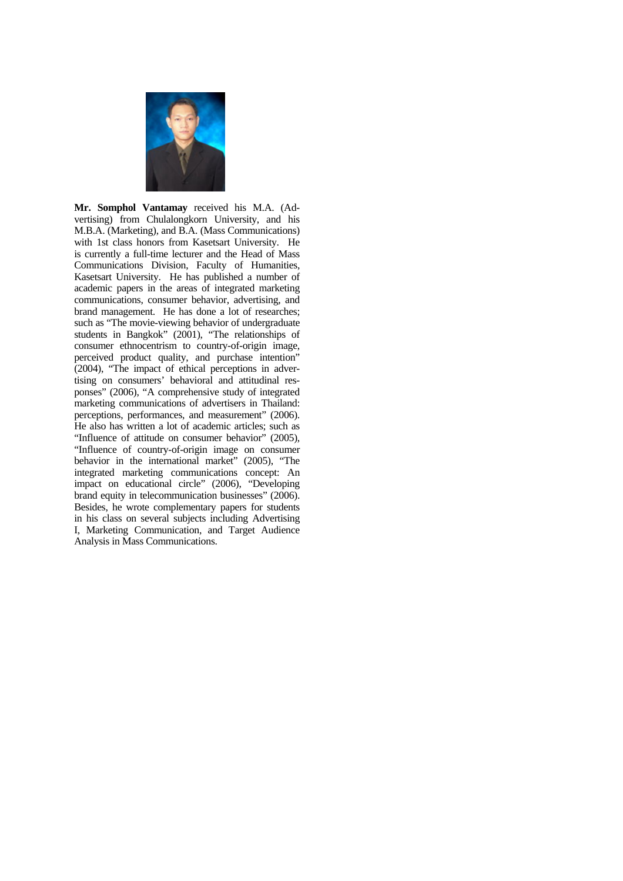**Mr. Somphol Vantamay** received his M.A. (Advertising) from Chulalongkorn University, and his M.B.A. (Marketing), and B.A. (Mass Communications) with 1st class honors from Kasetsart University. He is currently a full-time lecturer and the Head of Mass Communications Division, Faculty of Humanities, Kasetsart University. He has published a number of academic papers in the areas of integrated marketing communications, consumer behavior, advertising, and brand management. He has done a lot of researches; such as "The movie-viewing behavior of undergraduate students in Bangkok" (2001), "The relationships of consumer ethnocentrism to country-of-origin image, perceived product quality, and purchase intention" (2004), "The impact of ethical perceptions in advertising on consumers' behavioral and attitudinal responses" (2006), "A comprehensive study of integrated marketing communications of advertisers in Thailand: perceptions, performances, and measurement" (2006). He also has written a lot of academic articles; such as "Influence of attitude on consumer behavior" (2005), "Influence of country-of-origin image on consumer behavior in the international market" (2005), "The integrated marketing communications concept: An impact on educational circle" (2006), "Developing brand equity in telecommunication businesses" (2006). Besides, he wrote complementary papers for students in his class on several subjects including Advertising I, Marketing Communication, and Target Audience Analysis in Mass Communications.